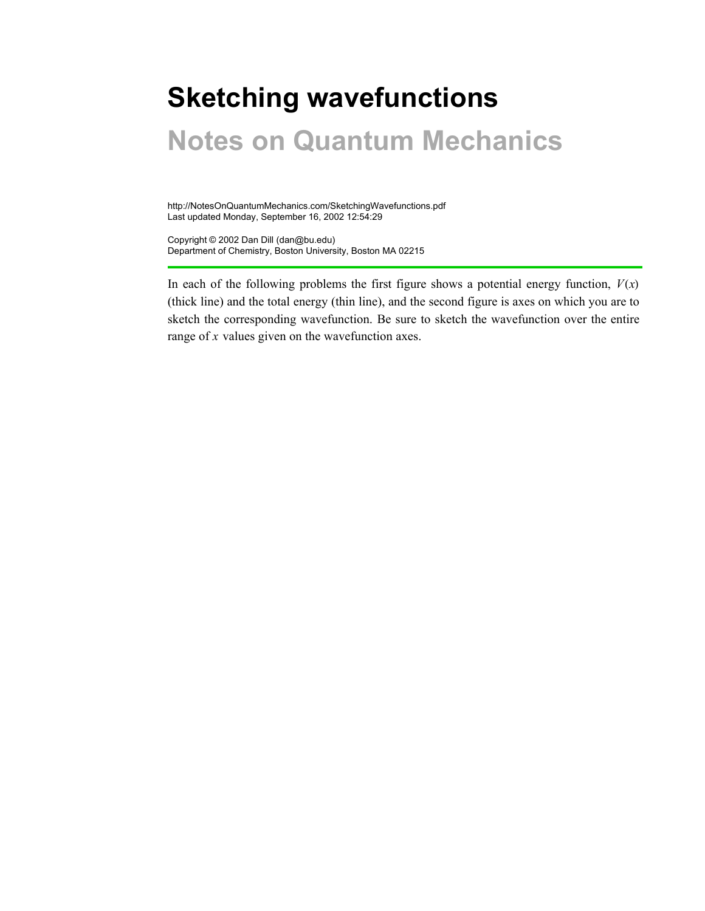# Sketching wavefunctions

## Notes on Quantum Mechanics

http://NotesOnQuantumMechanics.com/SketchingWavefunctions.pdf
Last updated Monday, September 16, 2002 12:54:29

Copyright © 2002 Dan Dill (dan@bu.edu)
Department of Chemistry, Boston University, Boston MA 02215

---

In each of the following problems the first figure shows a potential energy function, $V(x)$ (thick line) and the total energy (thin line), and the second figure is axes on which you are to sketch the corresponding wavefunction. Be sure to sketch the wavefunction over the entire range of $x$ values given on the wavefunction axes.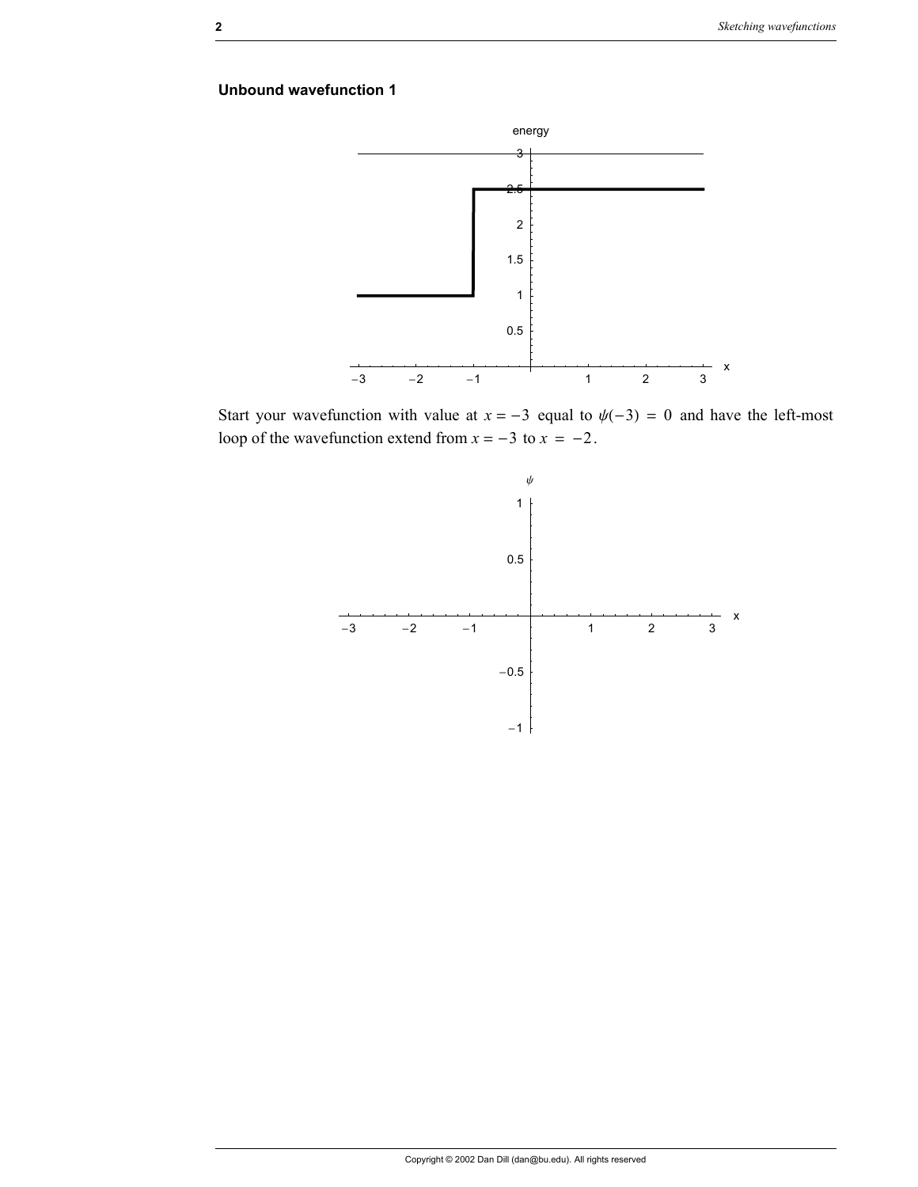### Unbound wavefunction 1

Start your wavefunction with value at $x = -3$ equal to $\psi(-3) = 0$ and have the left-most loop of the wavefunction extend from $x = -3$ to $x = -2$.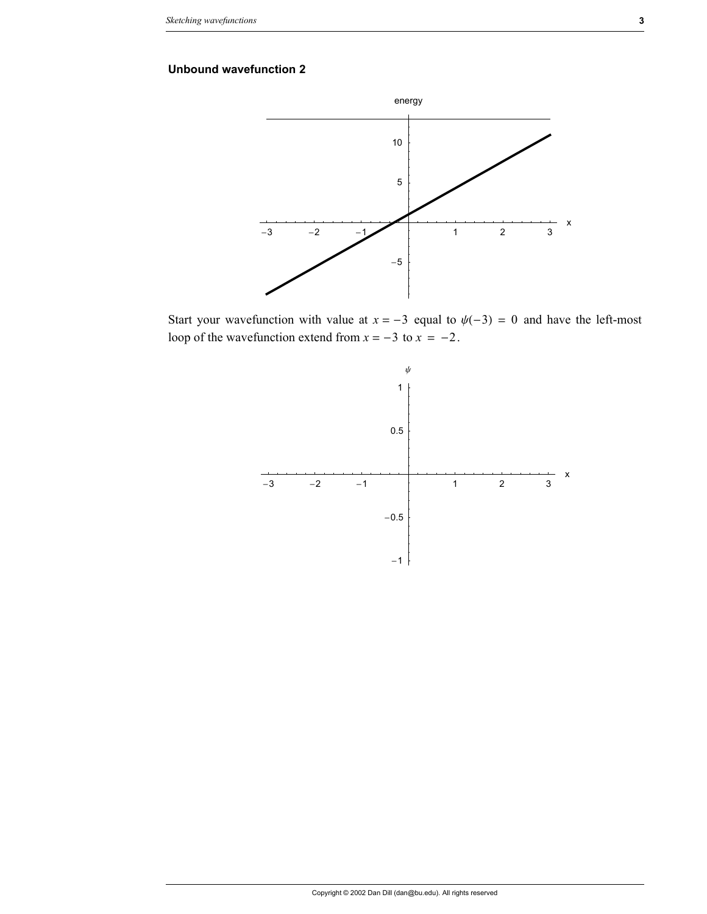## Unbound wavefunction 2

Start your wavefunction with value at $x = -3$ equal to $\psi(-3) = 0$ and have the left-most loop of the wavefunction extend from $x = -3$ to $x = -2$.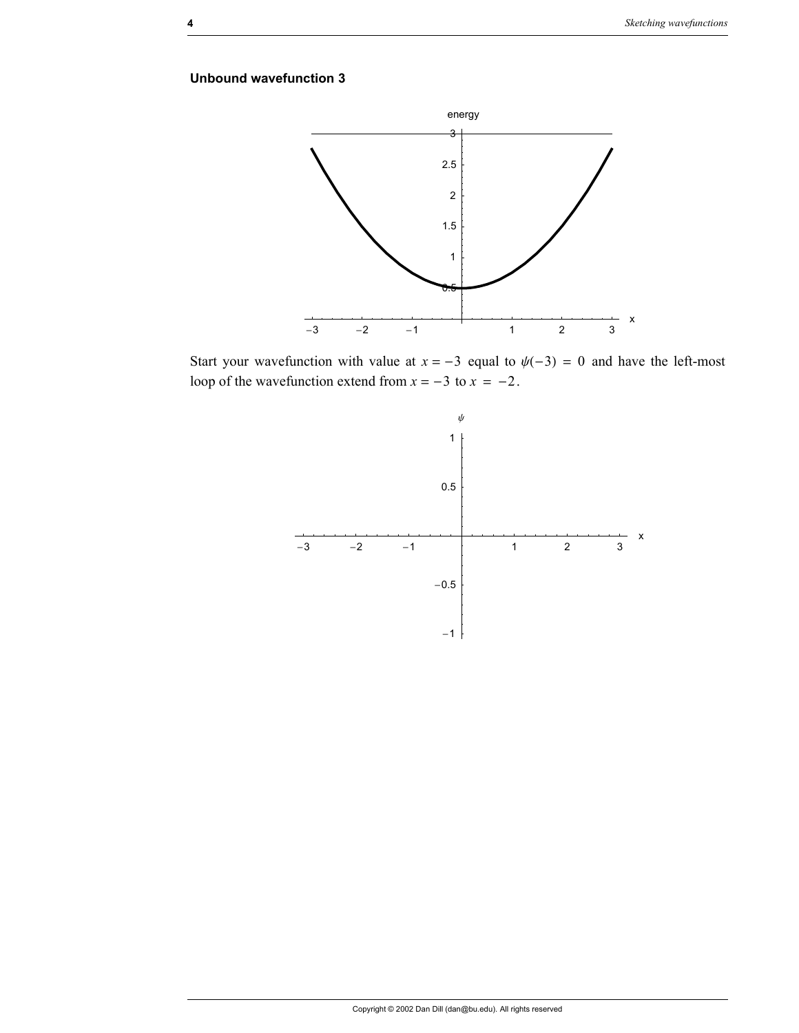### Unbound wavefunction 3

Start your wavefunction with value at $x = -3$ equal to $\psi(-3) = 0$ and have the left-most loop of the wavefunction extend from $x = -3$ to $x = -2$.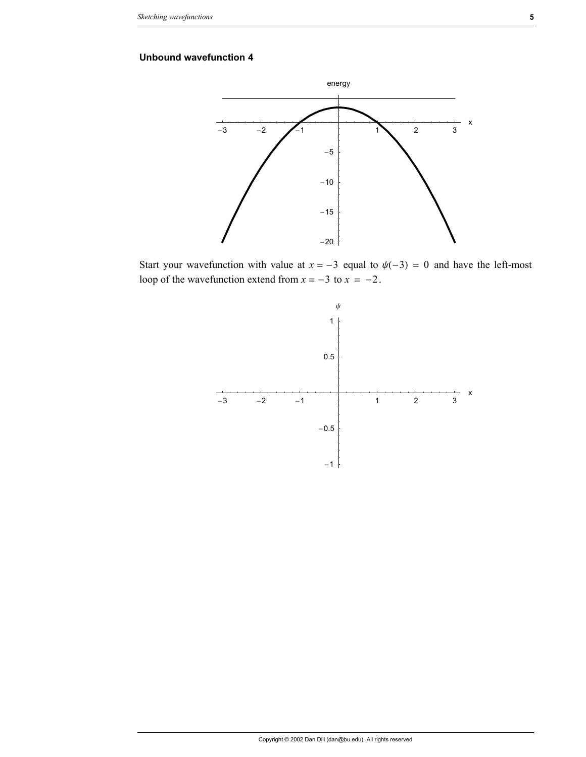### Unbound wavefunction 4

Start your wavefunction with value at $x = -3$ equal to $\psi(-3) = 0$ and have the left-most loop of the wavefunction extend from $x = -3$ to $x = -2$.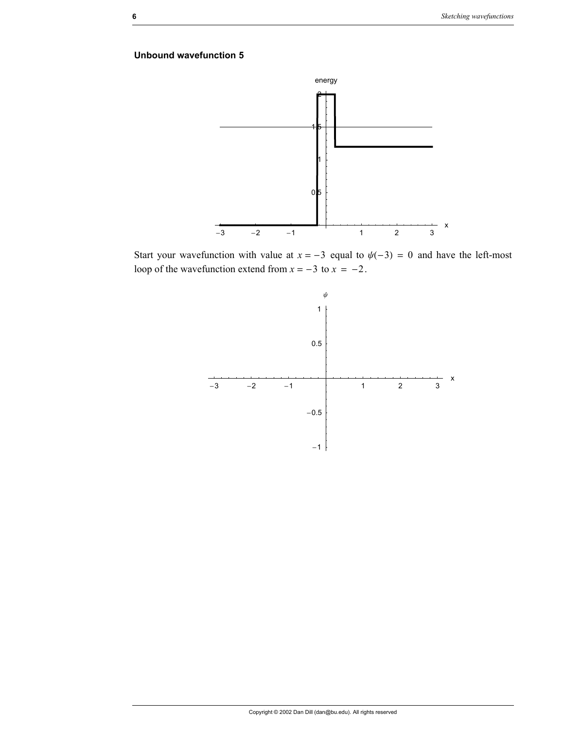**Unbound wavefunction 5**

Start your wavefunction with value at $x = -3$ equal to $\psi(-3) = 0$ and have the left-most loop of the wavefunction extend from $x = -3$ to $x = -2$.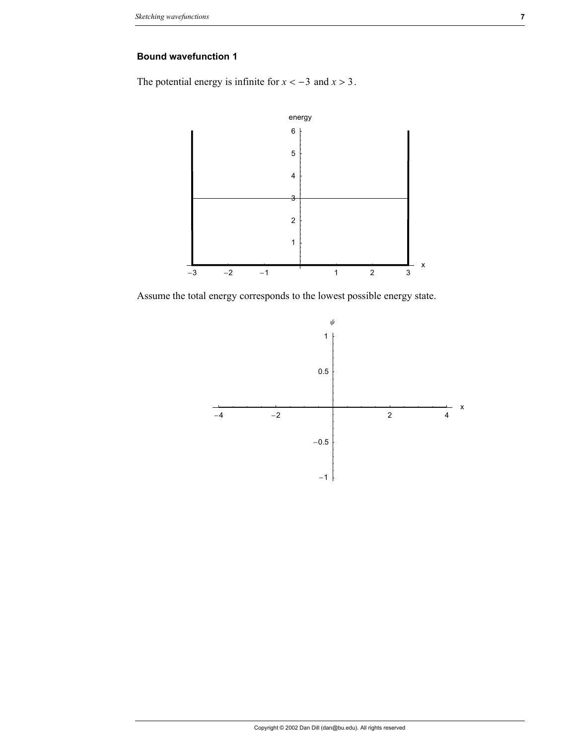### Bound wavefunction 1

The potential energy is infinite for $x < -3$ and $x > 3$.

Assume the total energy corresponds to the lowest possible energy state.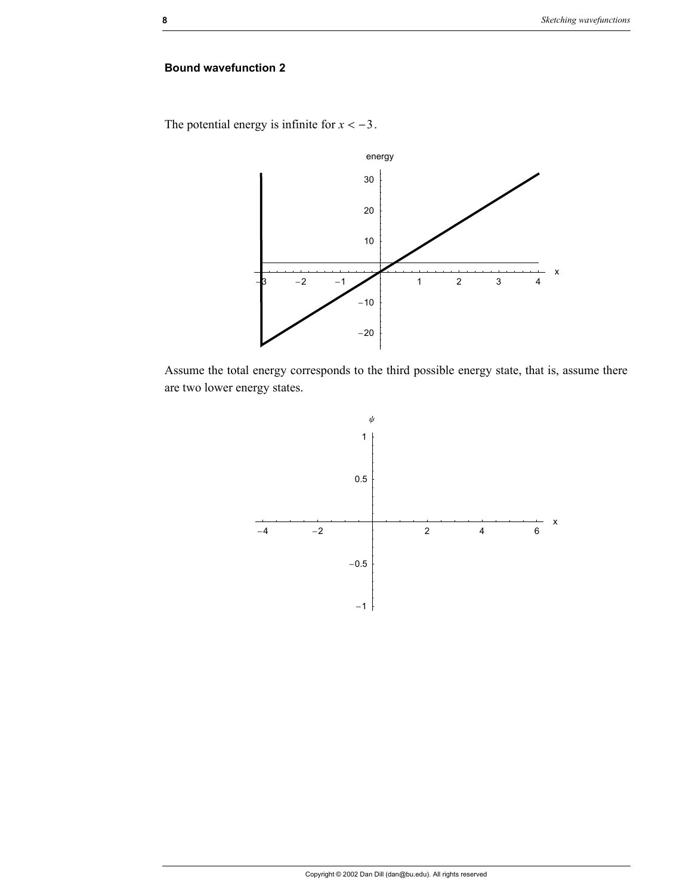### Bound wavefunction 2

The potential energy is infinite for $x < -3$.

Assume the total energy corresponds to the third possible energy state, that is, assume there are two lower energy states.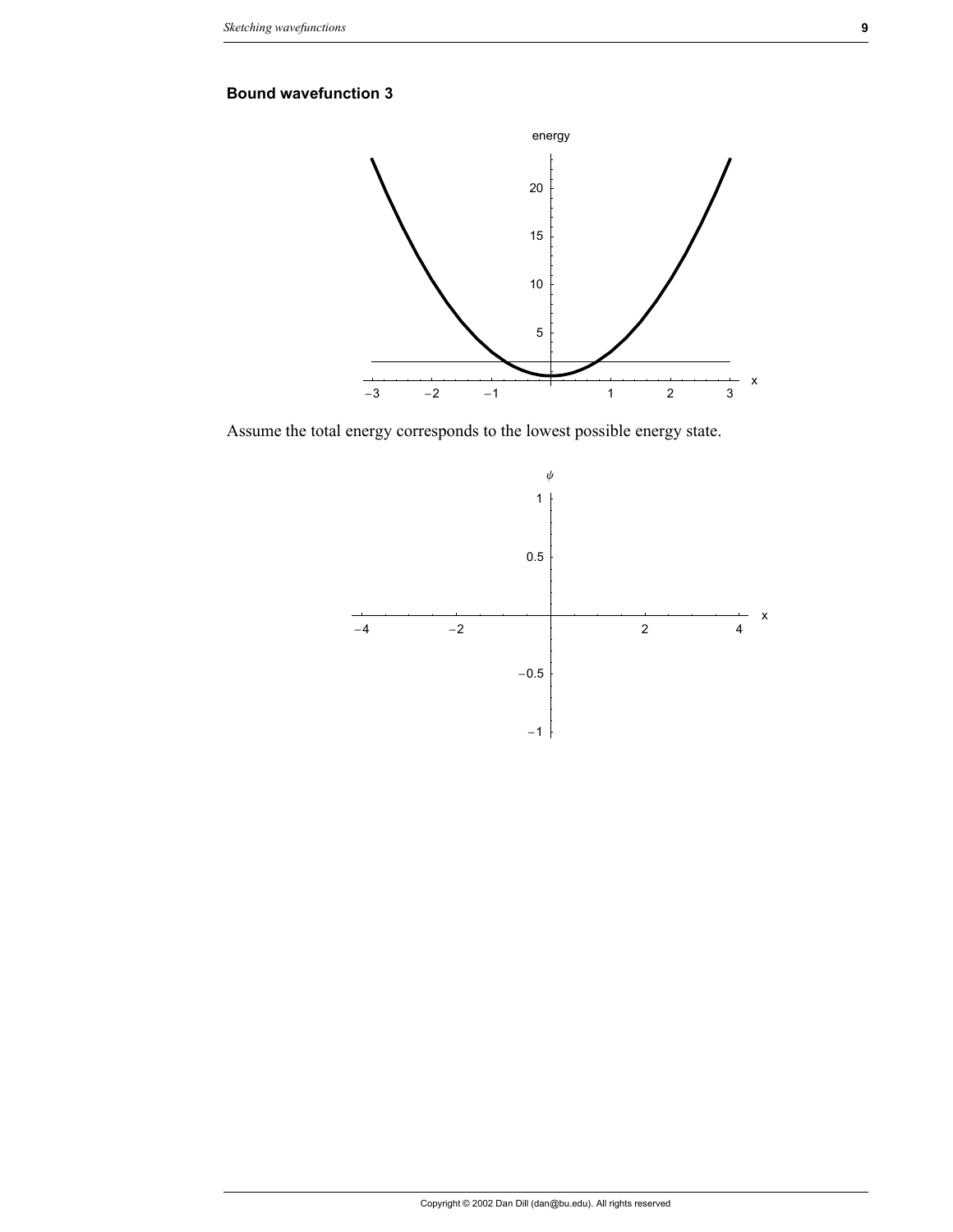## Bound wavefunction 3

Assume the total energy corresponds to the lowest possible energy state.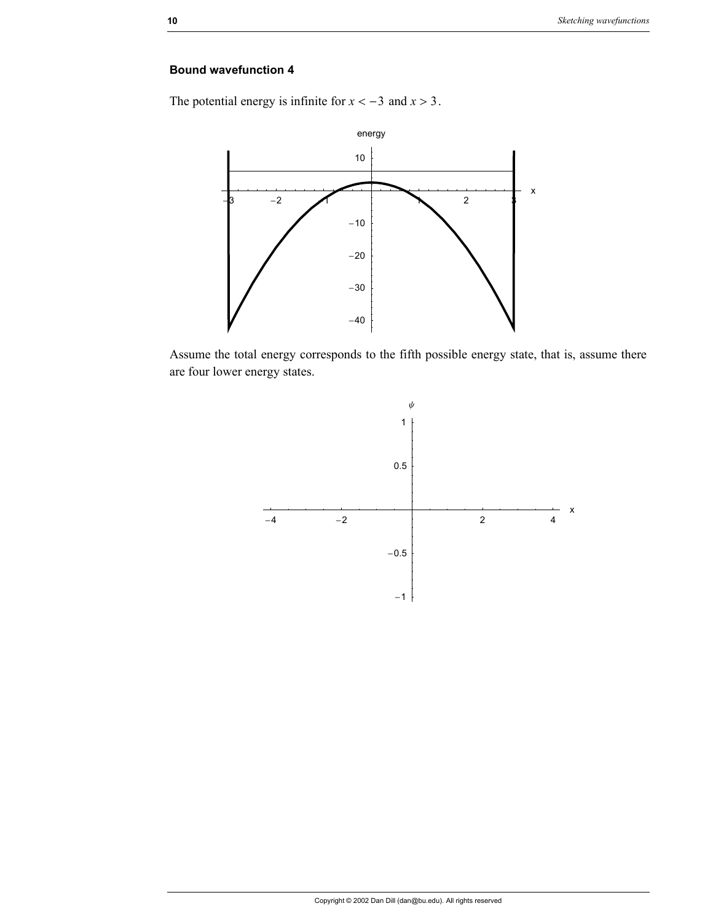**Bound wavefunction 4**

The potential energy is infinite for $x < -3$ and $x > 3$.

Assume the total energy corresponds to the fifth possible energy state, that is, assume there are four lower energy states.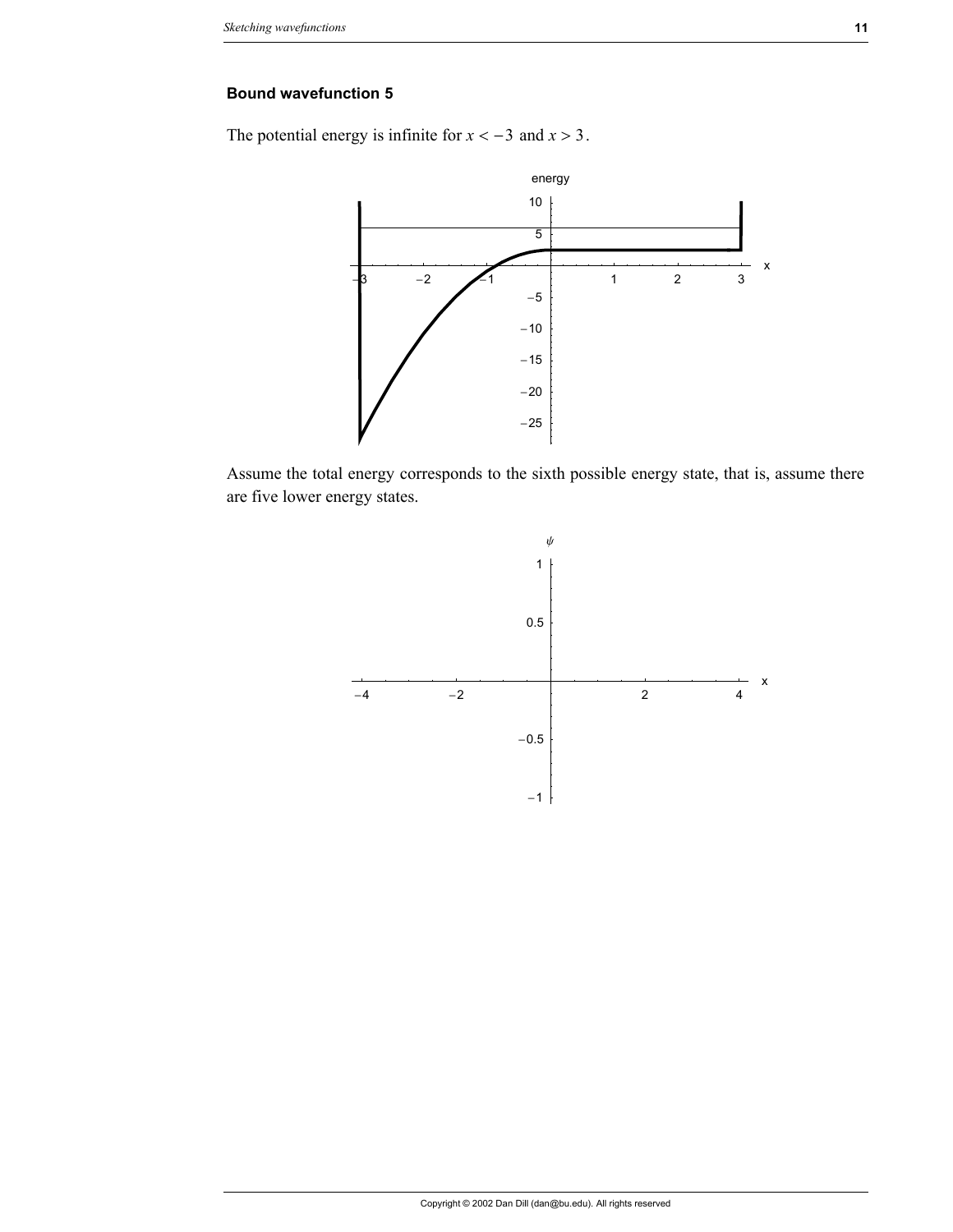### Bound wavefunction 5

The potential energy is infinite for $x < -3$ and $x > 3$.

energy

10

5

−5

−10

−15

−20

−25

x

−3

−2

−1

1

2

3

Assume the total energy corresponds to the sixth possible energy state, that is, assume there are five lower energy states.

ψ

1

0.5

−0.5

−1

x

−4

−2

2

4